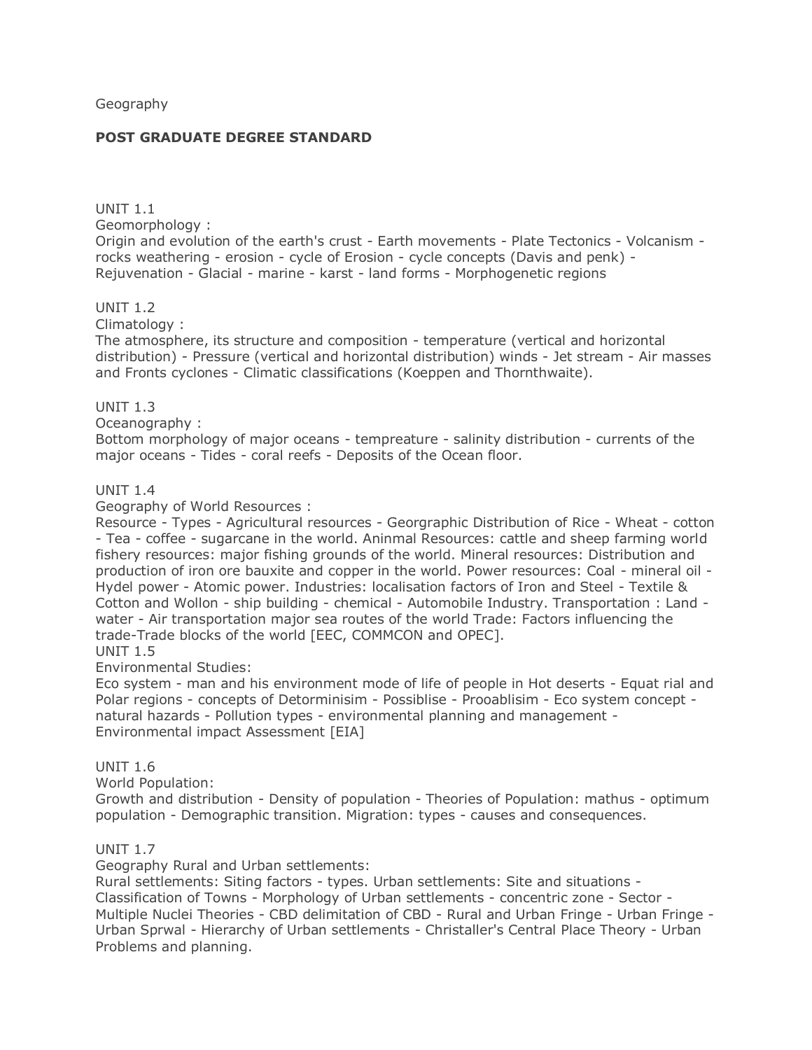Geography

**POST GRADUATE DEGREE STANDARD**

UNIT 1.1
Geomorphology :
Origin and evolution of the earth's crust - Earth movements - Plate Tectonics - Volcanism - rocks weathering - erosion - cycle of Erosion - cycle concepts (Davis and penk) - Rejuvenation - Glacial - marine - karst - land forms - Morphogenetic regions

UNIT 1.2
Climatology :
The atmosphere, its structure and composition - temperature (vertical and horizontal distribution) - Pressure (vertical and horizontal distribution) winds - Jet stream - Air masses and Fronts cyclones - Climatic classifications (Koeppen and Thornthwaite).

UNIT 1.3
Oceanography :
Bottom morphology of major oceans - tempreature - salinity distribution - currents of the major oceans - Tides - coral reefs - Deposits of the Ocean floor.

UNIT 1.4
Geography of World Resources :
Resource - Types - Agricultural resources - Georgraphic Distribution of Rice - Wheat - cotton - Tea - coffee - sugarcane in the world. Aninmal Resources: cattle and sheep farming world fishery resources: major fishing grounds of the world. Mineral resources: Distribution and production of iron ore bauxite and copper in the world. Power resources: Coal - mineral oil - Hydel power - Atomic power. Industries: localisation factors of Iron and Steel - Textile & Cotton and Wollon - ship building - chemical - Automobile Industry. Transportation : Land - water - Air transportation major sea routes of the world Trade: Factors influencing the trade-Trade blocks of the world [EEC, COMMCON and OPEC].

UNIT 1.5
Environmental Studies:
Eco system - man and his environment mode of life of people in Hot deserts - Equat rial and Polar regions - concepts of Detorminisim - Possiblise - Prooablisim - Eco system concept - natural hazards - Pollution types - environmental planning and management - Environmental impact Assessment [EIA]

UNIT 1.6
World Population:
Growth and distribution - Density of population - Theories of Population: mathus - optimum population - Demographic transition. Migration: types - causes and consequences.

UNIT 1.7
Geography Rural and Urban settlements:
Rural settlements: Siting factors - types. Urban settlements: Site and situations - Classification of Towns - Morphology of Urban settlements - concentric zone - Sector - Multiple Nuclei Theories - CBD delimitation of CBD - Rural and Urban Fringe - Urban Fringe - Urban Sprwal - Hierarchy of Urban settlements - Christaller's Central Place Theory - Urban Problems and planning.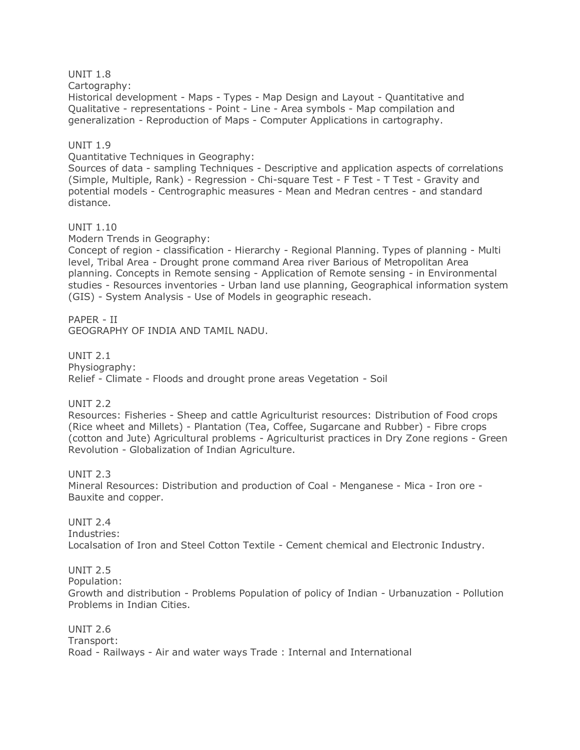UNIT 1.8

Cartography:

Historical development - Maps - Types - Map Design and Layout - Quantitative and Qualitative - representations - Point - Line - Area symbols - Map compilation and generalization - Reproduction of Maps - Computer Applications in cartography.

UNIT 1.9

Quantitative Techniques in Geography:

Sources of data - sampling Techniques - Descriptive and application aspects of correlations (Simple, Multiple, Rank) - Regression - Chi-square Test - F Test - T Test - Gravity and potential models - Centrographic measures - Mean and Medran centres - and standard distance.

UNIT 1.10

Modern Trends in Geography:

Concept of region - classification - Hierarchy - Regional Planning. Types of planning - Multi level, Tribal Area - Drought prone command Area river Barious of Metropolitan Area planning. Concepts in Remote sensing - Application of Remote sensing - in Environmental studies - Resources inventories - Urban land use planning, Geographical information system (GIS) - System Analysis - Use of Models in geographic reseach.

PAPER - II

GEOGRAPHY OF INDIA AND TAMIL NADU.

UNIT 2.1

Physiography:

Relief - Climate - Floods and drought prone areas Vegetation - Soil

UNIT 2.2

Resources: Fisheries - Sheep and cattle Agriculturist resources: Distribution of Food crops (Rice wheet and Millets) - Plantation (Tea, Coffee, Sugarcane and Rubber) - Fibre crops (cotton and Jute) Agricultural problems - Agriculturist practices in Dry Zone regions - Green Revolution - Globalization of Indian Agriculture.

UNIT 2.3

Mineral Resources: Distribution and production of Coal - Menganese - Mica - Iron ore - Bauxite and copper.

UNIT 2.4

Industries:

Localsation of Iron and Steel Cotton Textile - Cement chemical and Electronic Industry.

UNIT 2.5

Population:

Growth and distribution - Problems Population of policy of Indian - Urbanuzation - Pollution Problems in Indian Cities.

UNIT 2.6

Transport:

Road - Railways - Air and water ways Trade : Internal and International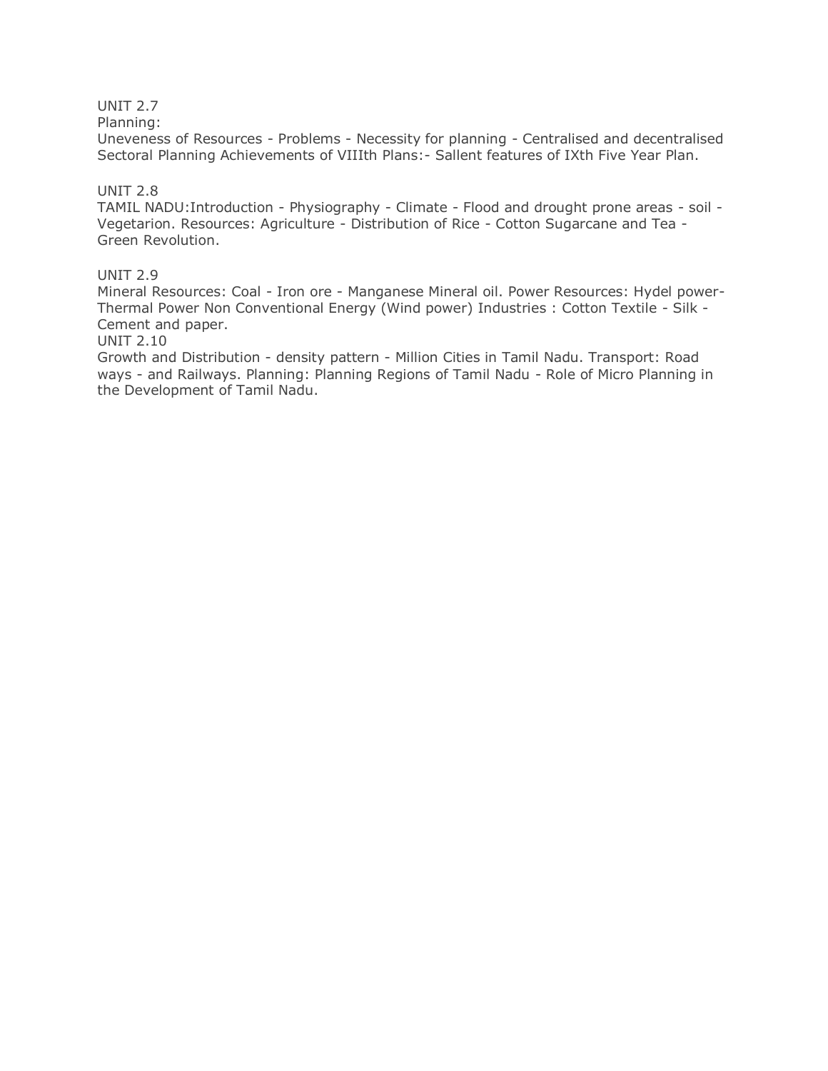UNIT 2.7

Planning:

Uneveness of Resources - Problems - Necessity for planning - Centralised and decentralised Sectoral Planning Achievements of VIIIth Plans:- Sallent features of IXth Five Year Plan.

UNIT 2.8

TAMIL NADU:Introduction - Physiography - Climate - Flood and drought prone areas - soil - Vegetarion. Resources: Agriculture - Distribution of Rice - Cotton Sugarcane and Tea - Green Revolution.

UNIT 2.9

Mineral Resources: Coal - Iron ore - Manganese Mineral oil. Power Resources: Hydel power- Thermal Power Non Conventional Energy (Wind power) Industries : Cotton Textile - Silk - Cement and paper.

UNIT 2.10

Growth and Distribution - density pattern - Million Cities in Tamil Nadu. Transport: Road ways - and Railways. Planning: Planning Regions of Tamil Nadu - Role of Micro Planning in the Development of Tamil Nadu.